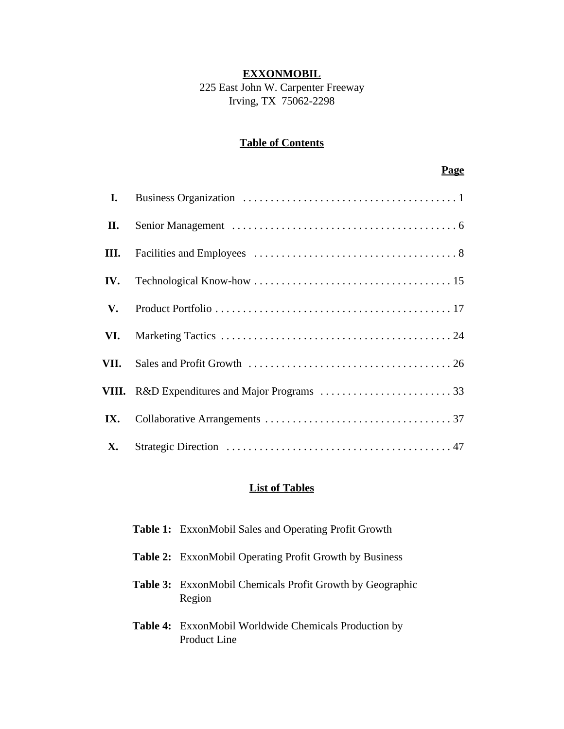**EXXONMOBIL**

225 East John W. Carpenter Freeway
Irving, TX 75062-2298

## Table of Contents

| | | Page |
|---|---|---|
| **I.** | Business Organization | 1 |
| **II.** | Senior Management | 6 |
| **III.** | Facilities and Employees | 8 |
| **IV.** | Technological Know-how | 15 |
| **V.** | Product Portfolio | 17 |
| **VI.** | Marketing Tactics | 24 |
| **VII.** | Sales and Profit Growth | 26 |
| **VIII.** | R&D Expenditures and Major Programs | 33 |
| **IX.** | Collaborative Arrangements | 37 |
| **X.** | Strategic Direction | 47 |

## List of Tables

**Table 1:** ExxonMobil Sales and Operating Profit Growth

**Table 2:** ExxonMobil Operating Profit Growth by Business

**Table 3:** ExxonMobil Chemicals Profit Growth by Geographic Region

**Table 4:** ExxonMobil Worldwide Chemicals Production by Product Line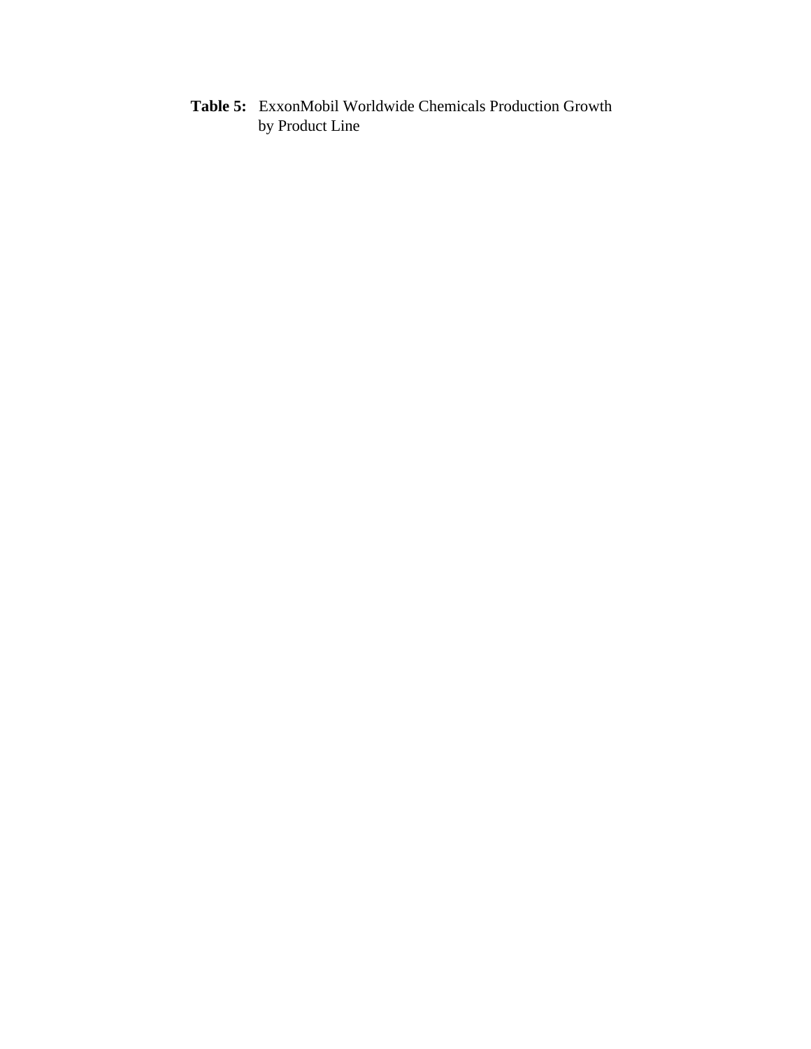**Table 5:** ExxonMobil Worldwide Chemicals Production Growth by Product Line